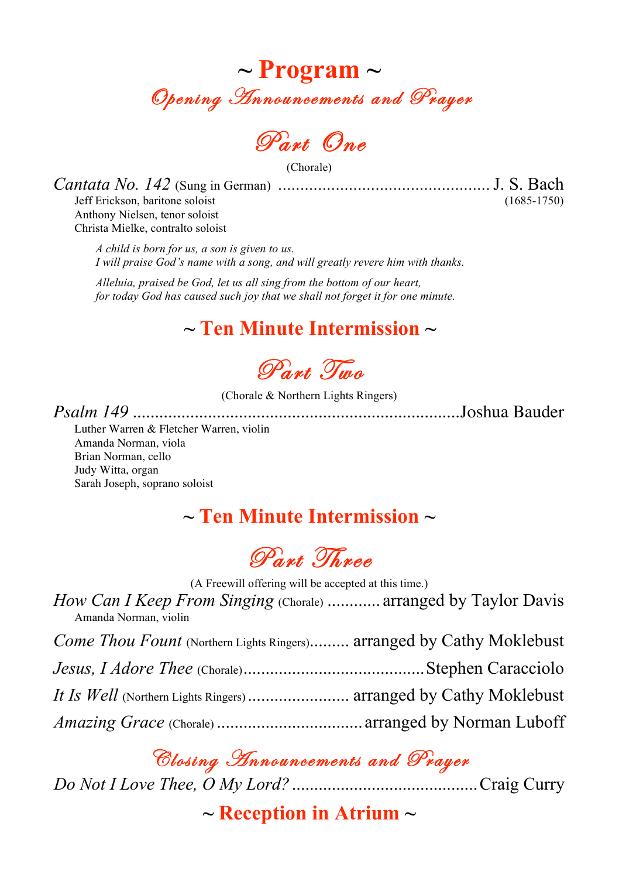# ~ Program ~

## *Opening Announcements and Prayer*

## *Part One*

(Chorale)

*Cantata No. 142* (Sung in German) ................................................ J. S. Bach (1685-1750)

Jeff Erickson, baritone soloist
Anthony Nielsen, tenor soloist
Christa Mielke, contralto soloist

*A child is born for us, a son is given to us.*
*I will praise God's name with a song, and will greatly revere him with thanks.*

*Alleluia, praised be God, let us all sing from the bottom of our heart,*
*for today God has caused such joy that we shall not forget it for one minute.*

## ~ Ten Minute Intermission ~

## *Part Two*

(Chorale & Northern Lights Ringers)

*Psalm 149* .........................................................................Joshua Bauder

Luther Warren & Fletcher Warren, violin
Amanda Norman, viola
Brian Norman, cello
Judy Witta, organ
Sarah Joseph, soprano soloist

## ~ Ten Minute Intermission ~

## *Part Three*

(A Freewill offering will be accepted at this time.)

*How Can I Keep From Singing* (Chorale) ............ arranged by Taylor Davis

Amanda Norman, violin

*Come Thou Fount* (Northern Lights Ringers)......... arranged by Cathy Moklebust

*Jesus, I Adore Thee* (Chorale).........................................Stephen Caracciolo

*It Is Well* (Northern Lights Ringers) ....................... arranged by Cathy Moklebust

*Amazing Grace* (Chorale) .................................arranged by Norman Luboff

## *Closing Announcements and Prayer*

*Do Not I Love Thee, O My Lord?* ..........................................Craig Curry

## ~ Reception in Atrium ~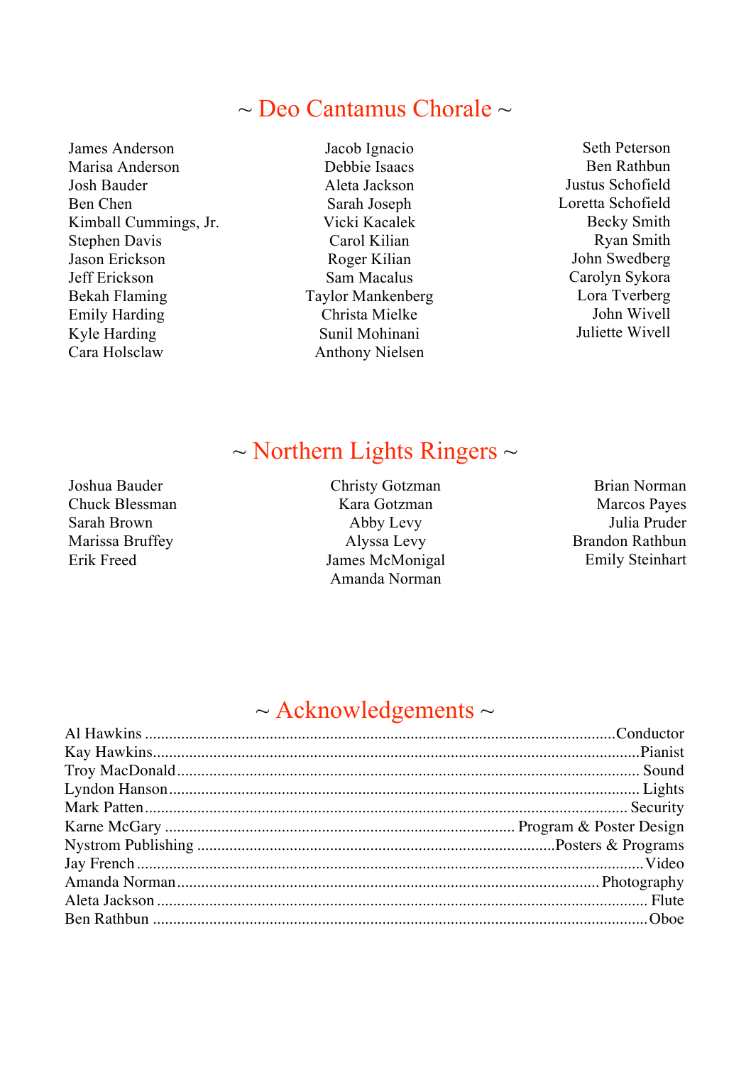## ~ Deo Cantamus Chorale ~

James Anderson
Marisa Anderson
Josh Bauder
Ben Chen
Kimball Cummings, Jr.
Stephen Davis
Jason Erickson
Jeff Erickson
Bekah Flaming
Emily Harding
Kyle Harding
Cara Holsclaw
Jacob Ignacio
Debbie Isaacs
Aleta Jackson
Sarah Joseph
Vicki Kacalek
Carol Kilian
Roger Kilian
Sam Macalus
Taylor Mankenberg
Christa Mielke
Sunil Mohinani
Anthony Nielsen
Seth Peterson
Ben Rathbun
Justus Schofield
Loretta Schofield
Becky Smith
Ryan Smith
John Swedberg
Carolyn Sykora
Lora Tverberg
John Wivell
Juliette Wivell

## ~ Northern Lights Ringers ~

Joshua Bauder
Chuck Blessman
Sarah Brown
Marissa Bruffey
Erik Freed
Christy Gotzman
Kara Gotzman
Abby Levy
Alyssa Levy
James McMonigal
Amanda Norman
Brian Norman
Marcos Payes
Julia Pruder
Brandon Rathbun
Emily Steinhart

## ~ Acknowledgements ~

Al Hawkins ........ Conductor
Kay Hawkins ........ Pianist
Troy MacDonald ........ Sound
Lyndon Hanson ........ Lights
Mark Patten ........ Security
Karne McGary ........ Program & Poster Design
Nystrom Publishing ........ Posters & Programs
Jay French ........ Video
Amanda Norman ........ Photography
Aleta Jackson ........ Flute
Ben Rathbun ........ Oboe